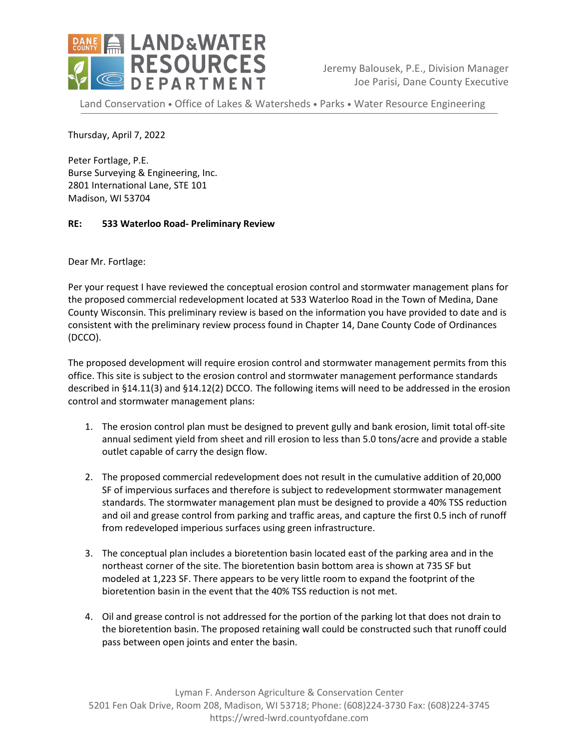DANE COUNTY LAND&WATER RESOURCES DEPARTMENT

Jeremy Balousek, P.E., Division Manager
Joe Parisi, Dane County Executive

Land Conservation • Office of Lakes & Watersheds • Parks • Water Resource Engineering

Thursday, April 7, 2022

Peter Fortlage, P.E.
Burse Surveying & Engineering, Inc.
2801 International Lane, STE 101
Madison, WI 53704

**RE: 533 Waterloo Road- Preliminary Review**

Dear Mr. Fortlage:

Per your request I have reviewed the conceptual erosion control and stormwater management plans for the proposed commercial redevelopment located at 533 Waterloo Road in the Town of Medina, Dane County Wisconsin. This preliminary review is based on the information you have provided to date and is consistent with the preliminary review process found in Chapter 14, Dane County Code of Ordinances (DCCO).

The proposed development will require erosion control and stormwater management permits from this office. This site is subject to the erosion control and stormwater management performance standards described in §14.11(3) and §14.12(2) DCCO. The following items will need to be addressed in the erosion control and stormwater management plans:

1. The erosion control plan must be designed to prevent gully and bank erosion, limit total off-site annual sediment yield from sheet and rill erosion to less than 5.0 tons/acre and provide a stable outlet capable of carry the design flow.
2. The proposed commercial redevelopment does not result in the cumulative addition of 20,000 SF of impervious surfaces and therefore is subject to redevelopment stormwater management standards. The stormwater management plan must be designed to provide a 40% TSS reduction and oil and grease control from parking and traffic areas, and capture the first 0.5 inch of runoff from redeveloped impervious surfaces using green infrastructure.
3. The conceptual plan includes a bioretention basin located east of the parking area and in the northeast corner of the site. The bioretention basin bottom area is shown at 735 SF but modeled at 1,223 SF. There appears to be very little room to expand the footprint of the bioretention basin in the event that the 40% TSS reduction is not met.
4. Oil and grease control is not addressed for the portion of the parking lot that does not drain to the bioretention basin. The proposed retaining wall could be constructed such that runoff could pass between open joints and enter the basin.

Lyman F. Anderson Agriculture & Conservation Center
5201 Fen Oak Drive, Room 208, Madison, WI 53718; Phone: (608)224-3730 Fax: (608)224-3745
https://wred-lwrd.countyofdane.com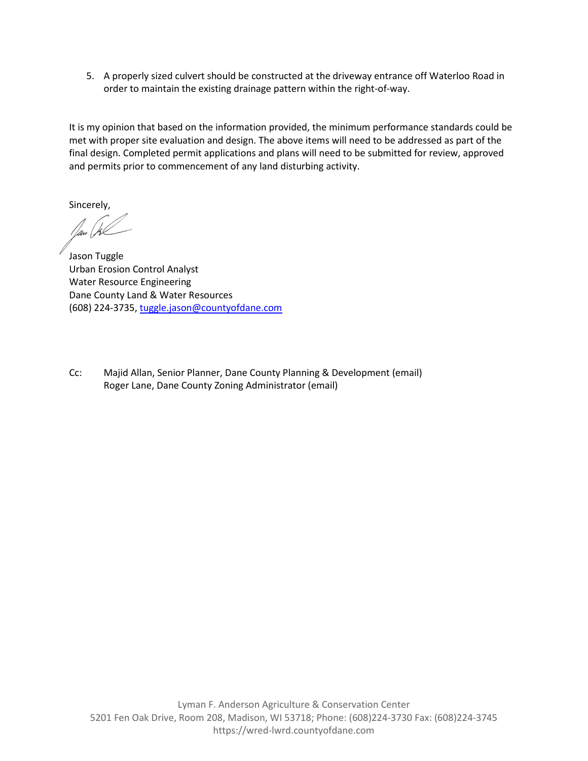5. A properly sized culvert should be constructed at the driveway entrance off Waterloo Road in order to maintain the existing drainage pattern within the right-of-way.

It is my opinion that based on the information provided, the minimum performance standards could be met with proper site evaluation and design. The above items will need to be addressed as part of the final design. Completed permit applications and plans will need to be submitted for review, approved and permits prior to commencement of any land disturbing activity.

Sincerely,

Jason Tuggle
Urban Erosion Control Analyst
Water Resource Engineering
Dane County Land & Water Resources
(608) 224-3735, tuggle.jason@countyofdane.com

Cc: Majid Allan, Senior Planner, Dane County Planning & Development (email)
Roger Lane, Dane County Zoning Administrator (email)

Lyman F. Anderson Agriculture & Conservation Center
5201 Fen Oak Drive, Room 208, Madison, WI 53718; Phone: (608)224-3730 Fax: (608)224-3745
https://wred-lwrd.countyofdane.com